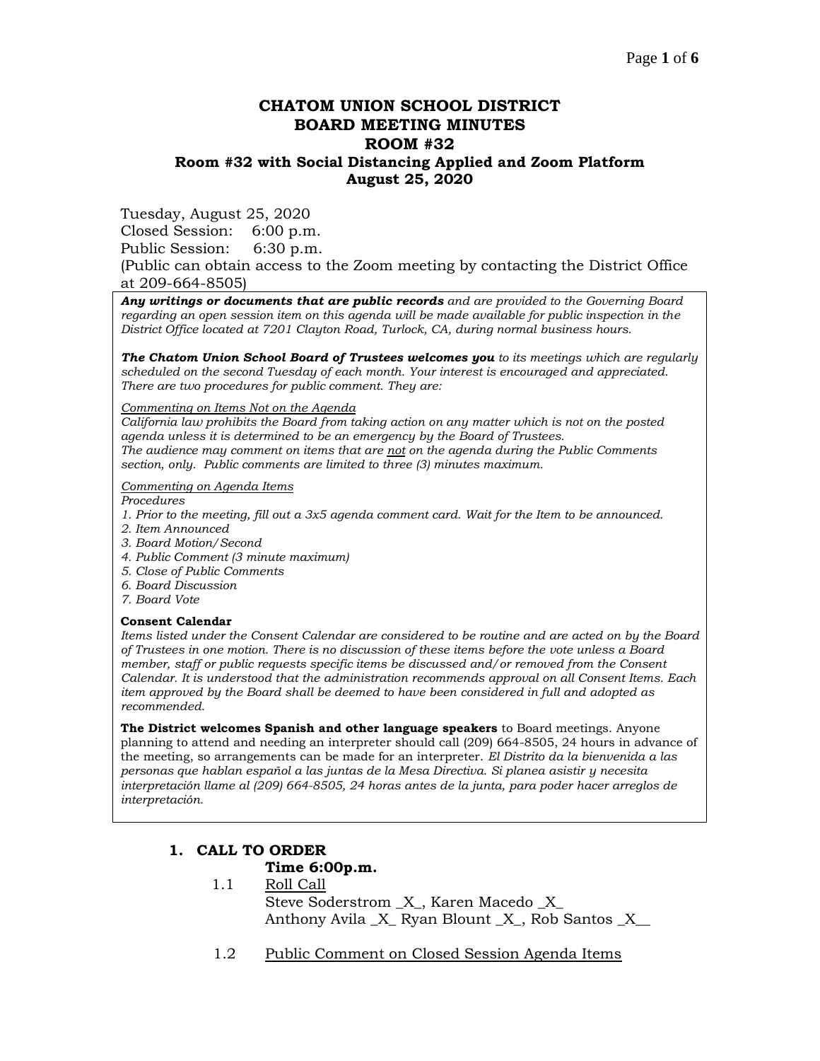# CHATOM UNION SCHOOL DISTRICT
# BOARD MEETING MINUTES
# ROOM #32
## Room #32 with Social Distancing Applied and Zoom Platform
## August 25, 2020

Tuesday, August 25, 2020
Closed Session: 6:00 p.m.
Public Session: 6:30 p.m.
(Public can obtain access to the Zoom meeting by contacting the District Office at 209-664-8505)

***Any writings or documents that are public records*** *and are provided to the Governing Board regarding an open session item on this agenda will be made available for public inspection in the District Office located at 7201 Clayton Road, Turlock, CA, during normal business hours.*

***The Chatom Union School Board of Trustees welcomes you*** *to its meetings which are regularly scheduled on the second Tuesday of each month. Your interest is encouraged and appreciated. There are two procedures for public comment. They are:*

*Commenting on Items Not on the Agenda*
*California law prohibits the Board from taking action on any matter which is not on the posted agenda unless it is determined to be an emergency by the Board of Trustees.*
*The audience may comment on items that are not on the agenda during the Public Comments section, only. Public comments are limited to three (3) minutes maximum.*

*Commenting on Agenda Items*
*Procedures*
1. *Prior to the meeting, fill out a 3x5 agenda comment card. Wait for the Item to be announced.*
2. *Item Announced*
3. *Board Motion/Second*
4. *Public Comment (3 minute maximum)*
5. *Close of Public Comments*
6. *Board Discussion*
7. *Board Vote*

**Consent Calendar**
*Items listed under the Consent Calendar are considered to be routine and are acted on by the Board of Trustees in one motion. There is no discussion of these items before the vote unless a Board member, staff or public requests specific items be discussed and/or removed from the Consent Calendar. It is understood that the administration recommends approval on all Consent Items. Each item approved by the Board shall be deemed to have been considered in full and adopted as recommended.*

**The District welcomes Spanish and other language speakers** to Board meetings. Anyone planning to attend and needing an interpreter should call (209) 664-8505, 24 hours in advance of the meeting, so arrangements can be made for an interpreter. *El Distrito da la bienvenida a las personas que hablan español a las juntas de la Mesa Directiva. Si planea asistir y necesita interpretación llame al (209) 664-8505, 24 horas antes de la junta, para poder hacer arreglos de interpretación.*

## 1. CALL TO ORDER

**Time 6:00p.m.**

1.1 Roll Call
Steve Soderstrom _X_, Karen Macedo _X_
Anthony Avila _X_ Ryan Blount _X_, Rob Santos _X__

1.2 Public Comment on Closed Session Agenda Items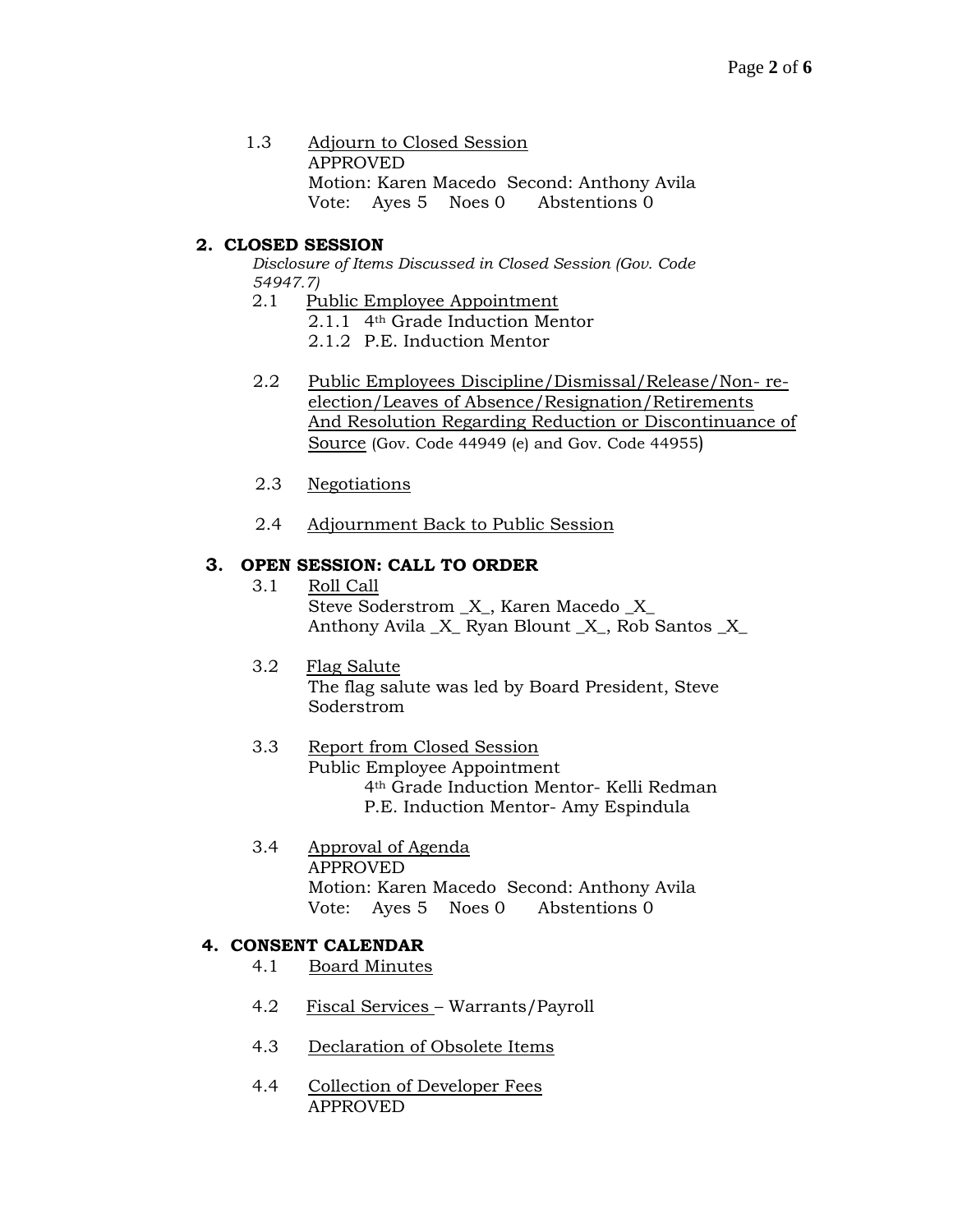1.3 Adjourn to Closed Session
APPROVED
Motion: Karen Macedo  Second: Anthony Avila
Vote: Ayes 5  Noes 0  Abstentions 0

## 2. CLOSED SESSION

*Disclosure of Items Discussed in Closed Session (Gov. Code 54947.7)*

2.1 Public Employee Appointment
- 2.1.1 4th Grade Induction Mentor
- 2.1.2 P.E. Induction Mentor

2.2 Public Employees Discipline/Dismissal/Release/Non- re-election/Leaves of Absence/Resignation/Retirements And Resolution Regarding Reduction or Discontinuance of Source (Gov. Code 44949 (e) and Gov. Code 44955)

2.3 Negotiations

2.4 Adjournment Back to Public Session

## 3. OPEN SESSION: CALL TO ORDER

3.1 Roll Call
Steve Soderstrom _X_, Karen Macedo _X_
Anthony Avila _X_ Ryan Blount _X_, Rob Santos _X_

3.2 Flag Salute
The flag salute was led by Board President, Steve Soderstrom

3.3 Report from Closed Session
Public Employee Appointment
4th Grade Induction Mentor- Kelli Redman
P.E. Induction Mentor- Amy Espindula

3.4 Approval of Agenda
APPROVED
Motion: Karen Macedo  Second: Anthony Avila
Vote: Ayes 5  Noes 0  Abstentions 0

## 4. CONSENT CALENDAR

4.1 Board Minutes

4.2 Fiscal Services – Warrants/Payroll

4.3 Declaration of Obsolete Items

4.4 Collection of Developer Fees
APPROVED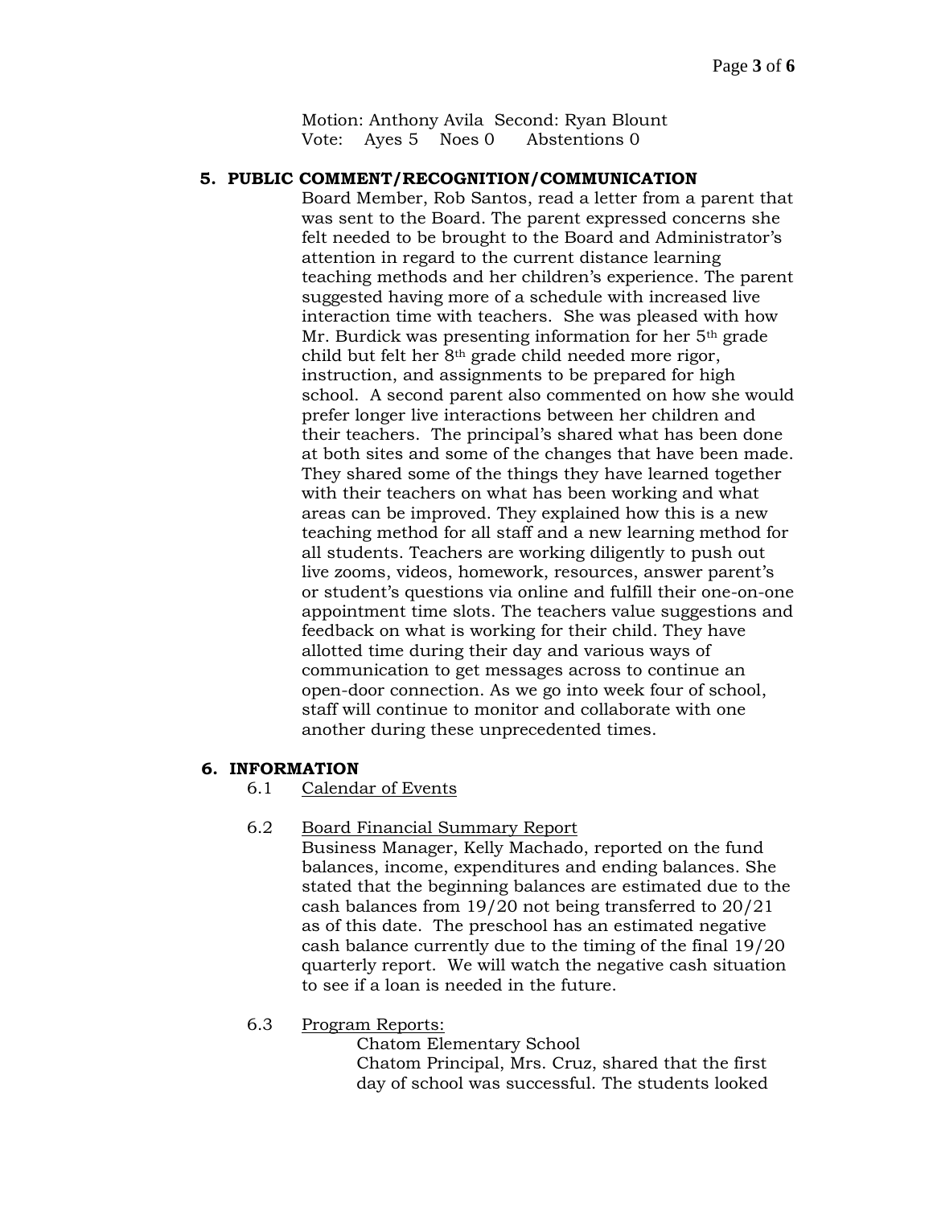Motion: Anthony Avila Second: Ryan Blount
Vote: Ayes 5 Noes 0 Abstentions 0

**5. PUBLIC COMMENT/RECOGNITION/COMMUNICATION**

Board Member, Rob Santos, read a letter from a parent that was sent to the Board. The parent expressed concerns she felt needed to be brought to the Board and Administrator's attention in regard to the current distance learning teaching methods and her children's experience. The parent suggested having more of a schedule with increased live interaction time with teachers. She was pleased with how Mr. Burdick was presenting information for her 5th grade child but felt her 8th grade child needed more rigor, instruction, and assignments to be prepared for high school. A second parent also commented on how she would prefer longer live interactions between her children and their teachers. The principal's shared what has been done at both sites and some of the changes that have been made. They shared some of the things they have learned together with their teachers on what has been working and what areas can be improved. They explained how this is a new teaching method for all staff and a new learning method for all students. Teachers are working diligently to push out live zooms, videos, homework, resources, answer parent's or student's questions via online and fulfill their one-on-one appointment time slots. The teachers value suggestions and feedback on what is working for their child. They have allotted time during their day and various ways of communication to get messages across to continue an open-door connection. As we go into week four of school, staff will continue to monitor and collaborate with one another during these unprecedented times.

**6. INFORMATION**

6.1 Calendar of Events

6.2 Board Financial Summary Report

Business Manager, Kelly Machado, reported on the fund balances, income, expenditures and ending balances. She stated that the beginning balances are estimated due to the cash balances from 19/20 not being transferred to 20/21 as of this date. The preschool has an estimated negative cash balance currently due to the timing of the final 19/20 quarterly report. We will watch the negative cash situation to see if a loan is needed in the future.

6.3 Program Reports:

Chatom Elementary School

Chatom Principal, Mrs. Cruz, shared that the first day of school was successful. The students looked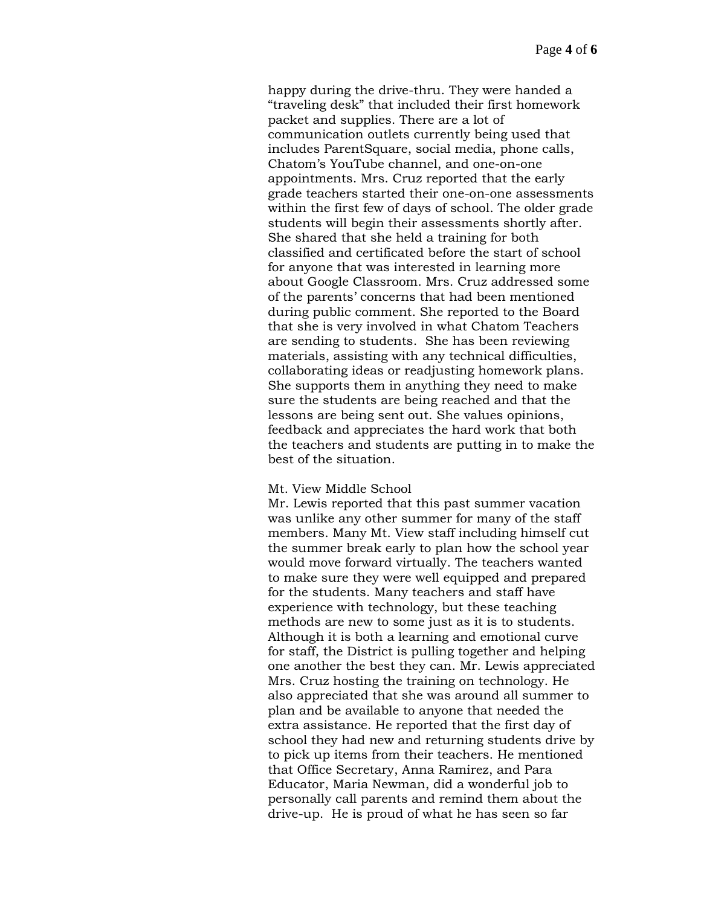happy during the drive-thru. They were handed a "traveling desk" that included their first homework packet and supplies. There are a lot of communication outlets currently being used that includes ParentSquare, social media, phone calls, Chatom's YouTube channel, and one-on-one appointments. Mrs. Cruz reported that the early grade teachers started their one-on-one assessments within the first few of days of school. The older grade students will begin their assessments shortly after. She shared that she held a training for both classified and certificated before the start of school for anyone that was interested in learning more about Google Classroom. Mrs. Cruz addressed some of the parents' concerns that had been mentioned during public comment. She reported to the Board that she is very involved in what Chatom Teachers are sending to students. She has been reviewing materials, assisting with any technical difficulties, collaborating ideas or readjusting homework plans. She supports them in anything they need to make sure the students are being reached and that the lessons are being sent out. She values opinions, feedback and appreciates the hard work that both the teachers and students are putting in to make the best of the situation.

Mt. View Middle School

Mr. Lewis reported that this past summer vacation was unlike any other summer for many of the staff members. Many Mt. View staff including himself cut the summer break early to plan how the school year would move forward virtually. The teachers wanted to make sure they were well equipped and prepared for the students. Many teachers and staff have experience with technology, but these teaching methods are new to some just as it is to students. Although it is both a learning and emotional curve for staff, the District is pulling together and helping one another the best they can. Mr. Lewis appreciated Mrs. Cruz hosting the training on technology. He also appreciated that she was around all summer to plan and be available to anyone that needed the extra assistance. He reported that the first day of school they had new and returning students drive by to pick up items from their teachers. He mentioned that Office Secretary, Anna Ramirez, and Para Educator, Maria Newman, did a wonderful job to personally call parents and remind them about the drive-up. He is proud of what he has seen so far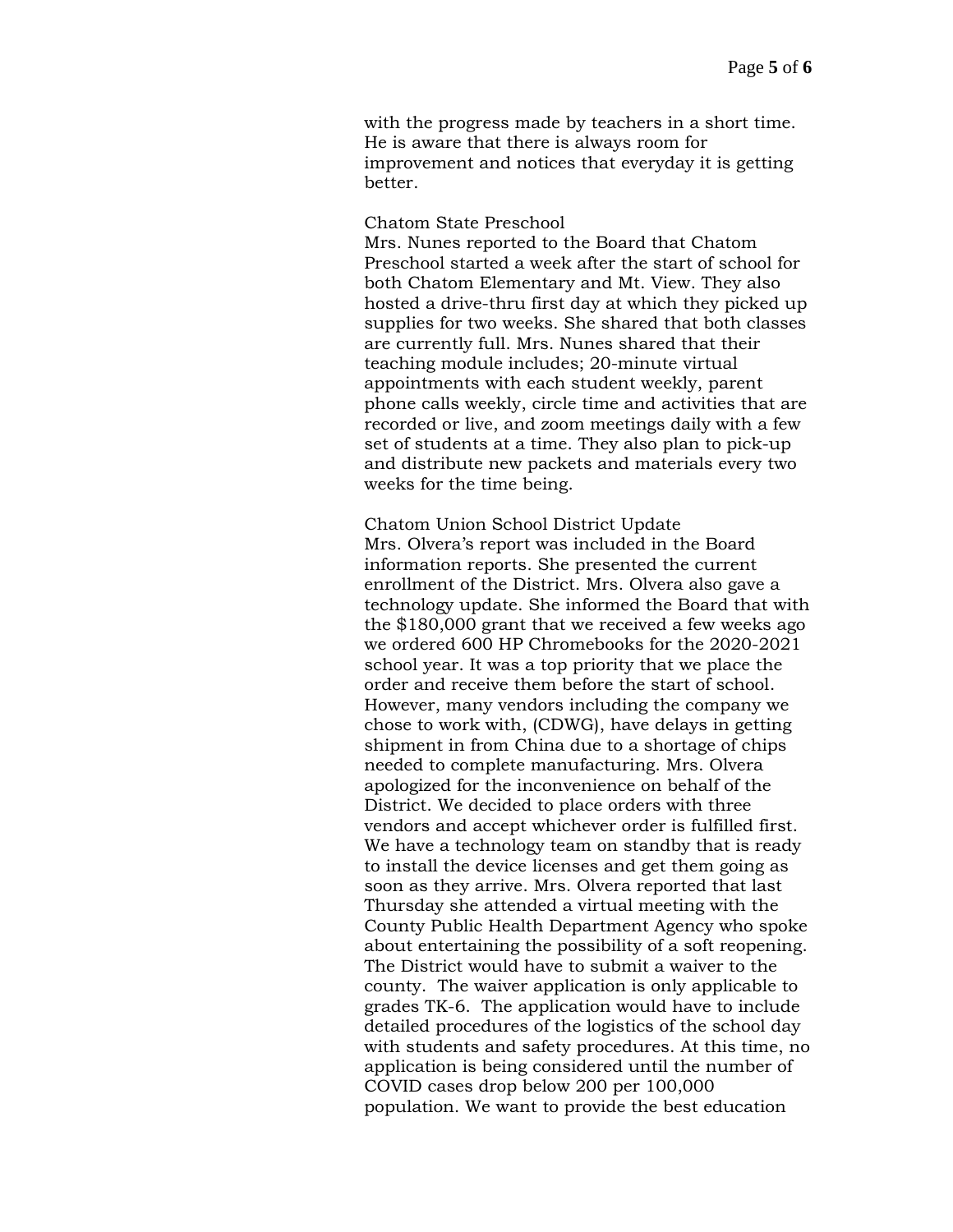with the progress made by teachers in a short time. He is aware that there is always room for improvement and notices that everyday it is getting better.

Chatom State Preschool
Mrs. Nunes reported to the Board that Chatom Preschool started a week after the start of school for both Chatom Elementary and Mt. View. They also hosted a drive-thru first day at which they picked up supplies for two weeks. She shared that both classes are currently full. Mrs. Nunes shared that their teaching module includes; 20-minute virtual appointments with each student weekly, parent phone calls weekly, circle time and activities that are recorded or live, and zoom meetings daily with a few set of students at a time. They also plan to pick-up and distribute new packets and materials every two weeks for the time being.

Chatom Union School District Update
Mrs. Olvera's report was included in the Board information reports. She presented the current enrollment of the District. Mrs. Olvera also gave a technology update. She informed the Board that with the $180,000 grant that we received a few weeks ago we ordered 600 HP Chromebooks for the 2020-2021 school year. It was a top priority that we place the order and receive them before the start of school. However, many vendors including the company we chose to work with, (CDWG), have delays in getting shipment in from China due to a shortage of chips needed to complete manufacturing. Mrs. Olvera apologized for the inconvenience on behalf of the District. We decided to place orders with three vendors and accept whichever order is fulfilled first. We have a technology team on standby that is ready to install the device licenses and get them going as soon as they arrive. Mrs. Olvera reported that last Thursday she attended a virtual meeting with the County Public Health Department Agency who spoke about entertaining the possibility of a soft reopening. The District would have to submit a waiver to the county. The waiver application is only applicable to grades TK-6. The application would have to include detailed procedures of the logistics of the school day with students and safety procedures. At this time, no application is being considered until the number of COVID cases drop below 200 per 100,000 population. We want to provide the best education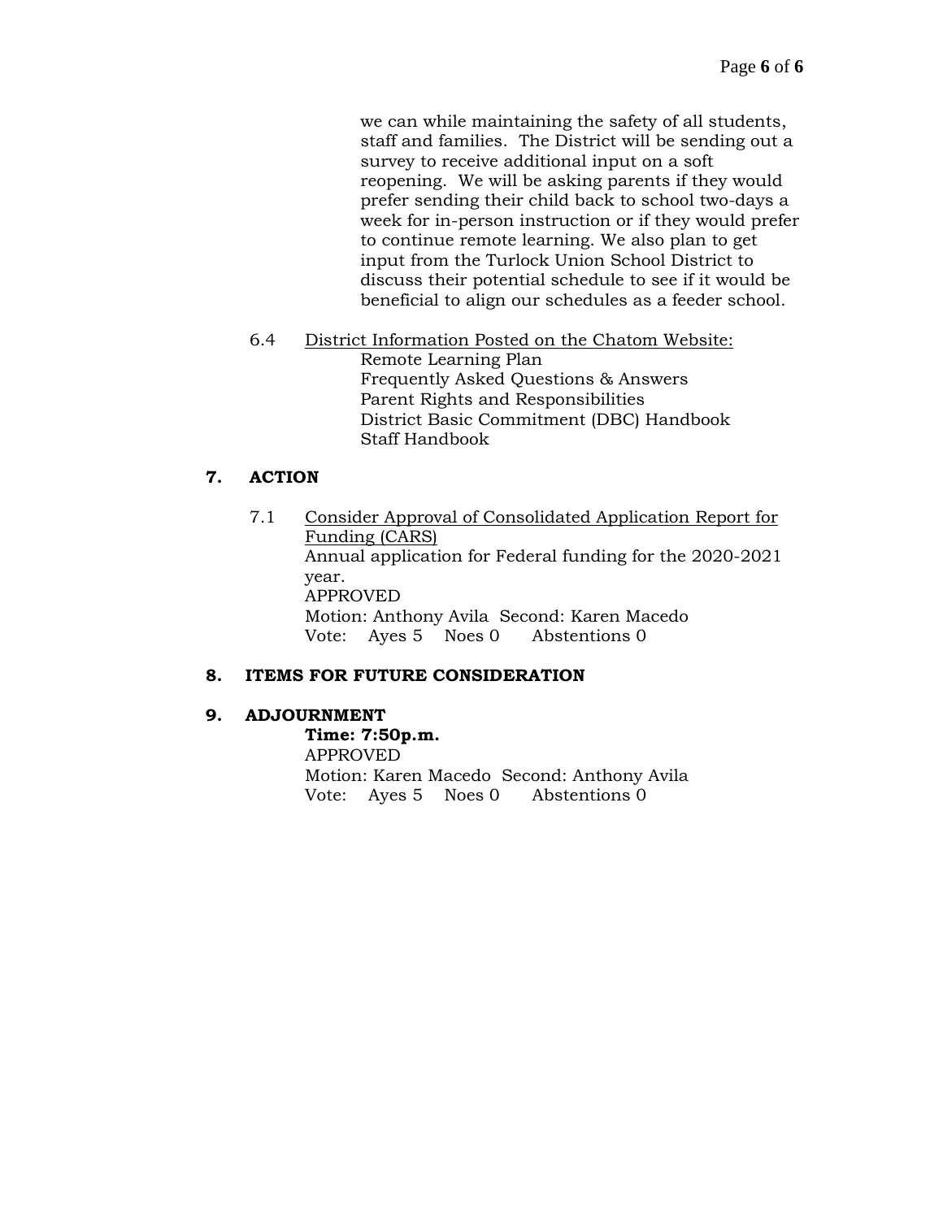we can while maintaining the safety of all students, staff and families. The District will be sending out a survey to receive additional input on a soft reopening. We will be asking parents if they would prefer sending their child back to school two-days a week for in-person instruction or if they would prefer to continue remote learning. We also plan to get input from the Turlock Union School District to discuss their potential schedule to see if it would be beneficial to align our schedules as a feeder school.

6.4 District Information Posted on the Chatom Website:
- Remote Learning Plan
- Frequently Asked Questions & Answers
- Parent Rights and Responsibilities
- District Basic Commitment (DBC) Handbook
- Staff Handbook

## 7. ACTION

7.1 Consider Approval of Consolidated Application Report for Funding (CARS)
Annual application for Federal funding for the 2020-2021 year.
APPROVED
Motion: Anthony Avila Second: Karen Macedo
Vote: Ayes 5 Noes 0 Abstentions 0

## 8. ITEMS FOR FUTURE CONSIDERATION

## 9. ADJOURNMENT

**Time: 7:50p.m.**
APPROVED
Motion: Karen Macedo Second: Anthony Avila
Vote: Ayes 5 Noes 0 Abstentions 0